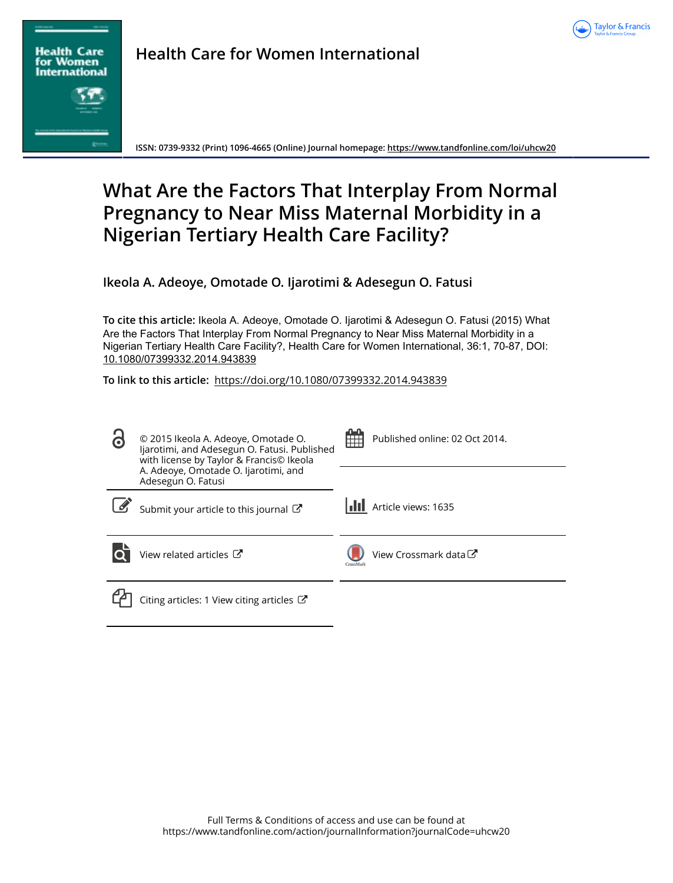# Health Care for Women International

ISSN: 0739-9332 (Print) 1096-4665 (Online) Journal homepage: https://www.tandfonline.com/loi/uhcw20

# What Are the Factors That Interplay From Normal Pregnancy to Near Miss Maternal Morbidity in a Nigerian Tertiary Health Care Facility?

**Ikeola A. Adeoye, Omotade O. Ijarotimi & Adesegun O. Fatusi**

**To cite this article:** Ikeola A. Adeoye, Omotade O. Ijarotimi & Adesegun O. Fatusi (2015) What Are the Factors That Interplay From Normal Pregnancy to Near Miss Maternal Morbidity in a Nigerian Tertiary Health Care Facility?, Health Care for Women International, 36:1, 70-87, DOI: 10.1080/07399332.2014.943839

**To link to this article:** https://doi.org/10.1080/07399332.2014.943839

© 2015 Ikeola A. Adeoye, Omotade O. Ijarotimi, and Adesegun O. Fatusi. Published with license by Taylor & Francis© Ikeola A. Adeoye, Omotade O. Ijarotimi, and Adesegun O. Fatusi

Published online: 02 Oct 2014.

Submit your article to this journal

Article views: 1635

View related articles

View Crossmark data

Citing articles: 1 View citing articles

Full Terms & Conditions of access and use can be found at https://www.tandfonline.com/action/journalInformation?journalCode=uhcw20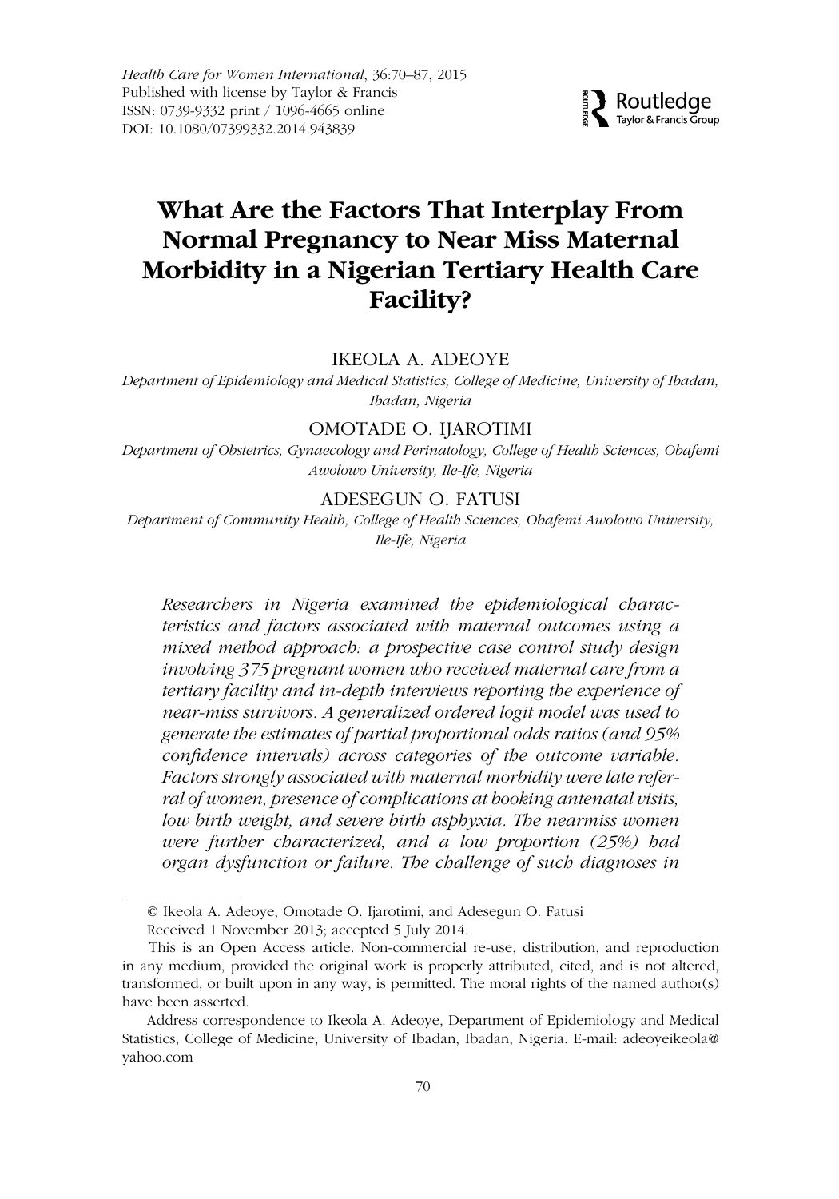Health Care for Women International, 36:70–87, 2015
Published with license by Taylor & Francis
ISSN: 0739-9332 print / 1096-4665 online
DOI: 10.1080/07399332.2014.943839

# What Are the Factors That Interplay From Normal Pregnancy to Near Miss Maternal Morbidity in a Nigerian Tertiary Health Care Facility?

IKEOLA A. ADEOYE

*Department of Epidemiology and Medical Statistics, College of Medicine, University of Ibadan, Ibadan, Nigeria*

OMOTADE O. IJAROTIMI

*Department of Obstetrics, Gynaecology and Perinatology, College of Health Sciences, Obafemi Awolowo University, Ile-Ife, Nigeria*

ADESEGUN O. FATUSI

*Department of Community Health, College of Health Sciences, Obafemi Awolowo University, Ile-Ife, Nigeria*

*Researchers in Nigeria examined the epidemiological characteristics and factors associated with maternal outcomes using a mixed method approach: a prospective case control study design involving 375 pregnant women who received maternal care from a tertiary facility and in-depth interviews reporting the experience of near-miss survivors. A generalized ordered logit model was used to generate the estimates of partial proportional odds ratios (and 95% confidence intervals) across categories of the outcome variable. Factors strongly associated with maternal morbidity were late referral of women, presence of complications at booking antenatal visits, low birth weight, and severe birth asphyxia. The nearmiss women were further characterized, and a low proportion (25%) had organ dysfunction or failure. The challenge of such diagnoses in*

---

© Ikeola A. Adeoye, Omotade O. Ijarotimi, and Adesegun O. Fatusi

Received 1 November 2013; accepted 5 July 2014.

This is an Open Access article. Non-commercial re-use, distribution, and reproduction in any medium, provided the original work is properly attributed, cited, and is not altered, transformed, or built upon in any way, is permitted. The moral rights of the named author(s) have been asserted.

Address correspondence to Ikeola A. Adeoye, Department of Epidemiology and Medical Statistics, College of Medicine, University of Ibadan, Ibadan, Nigeria. E-mail: adeoyeikeola@yahoo.com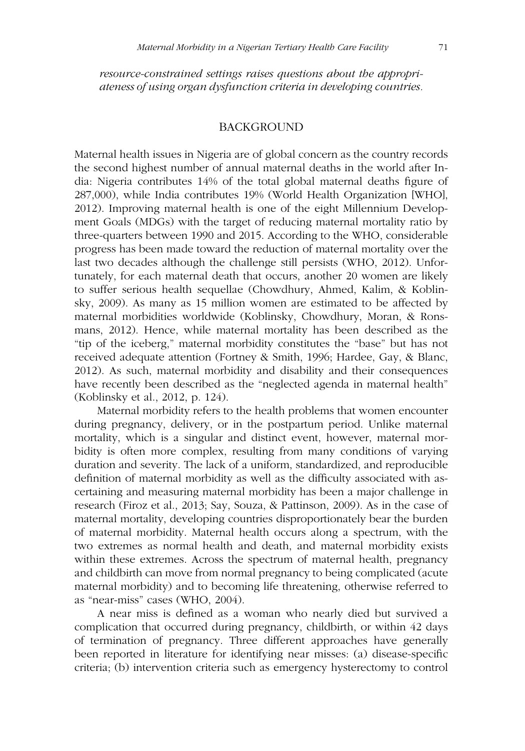*resource-constrained settings raises questions about the appropriateness of using organ dysfunction criteria in developing countries.*

## BACKGROUND

Maternal health issues in Nigeria are of global concern as the country records the second highest number of annual maternal deaths in the world after India: Nigeria contributes 14% of the total global maternal deaths figure of 287,000), while India contributes 19% (World Health Organization [WHO], 2012). Improving maternal health is one of the eight Millennium Development Goals (MDGs) with the target of reducing maternal mortality ratio by three-quarters between 1990 and 2015. According to the WHO, considerable progress has been made toward the reduction of maternal mortality over the last two decades although the challenge still persists (WHO, 2012). Unfortunately, for each maternal death that occurs, another 20 women are likely to suffer serious health sequellae (Chowdhury, Ahmed, Kalim, & Koblinsky, 2009). As many as 15 million women are estimated to be affected by maternal morbidities worldwide (Koblinsky, Chowdhury, Moran, & Ronsmans, 2012). Hence, while maternal mortality has been described as the "tip of the iceberg," maternal morbidity constitutes the "base" but has not received adequate attention (Fortney & Smith, 1996; Hardee, Gay, & Blanc, 2012). As such, maternal morbidity and disability and their consequences have recently been described as the "neglected agenda in maternal health" (Koblinsky et al., 2012, p. 124).

Maternal morbidity refers to the health problems that women encounter during pregnancy, delivery, or in the postpartum period. Unlike maternal mortality, which is a singular and distinct event, however, maternal morbidity is often more complex, resulting from many conditions of varying duration and severity. The lack of a uniform, standardized, and reproducible definition of maternal morbidity as well as the difficulty associated with ascertaining and measuring maternal morbidity has been a major challenge in research (Firoz et al., 2013; Say, Souza, & Pattinson, 2009). As in the case of maternal mortality, developing countries disproportionately bear the burden of maternal morbidity. Maternal health occurs along a spectrum, with the two extremes as normal health and death, and maternal morbidity exists within these extremes. Across the spectrum of maternal health, pregnancy and childbirth can move from normal pregnancy to being complicated (acute maternal morbidity) and to becoming life threatening, otherwise referred to as "near-miss" cases (WHO, 2004).

A near miss is defined as a woman who nearly died but survived a complication that occurred during pregnancy, childbirth, or within 42 days of termination of pregnancy. Three different approaches have generally been reported in literature for identifying near misses: (a) disease-specific criteria; (b) intervention criteria such as emergency hysterectomy to control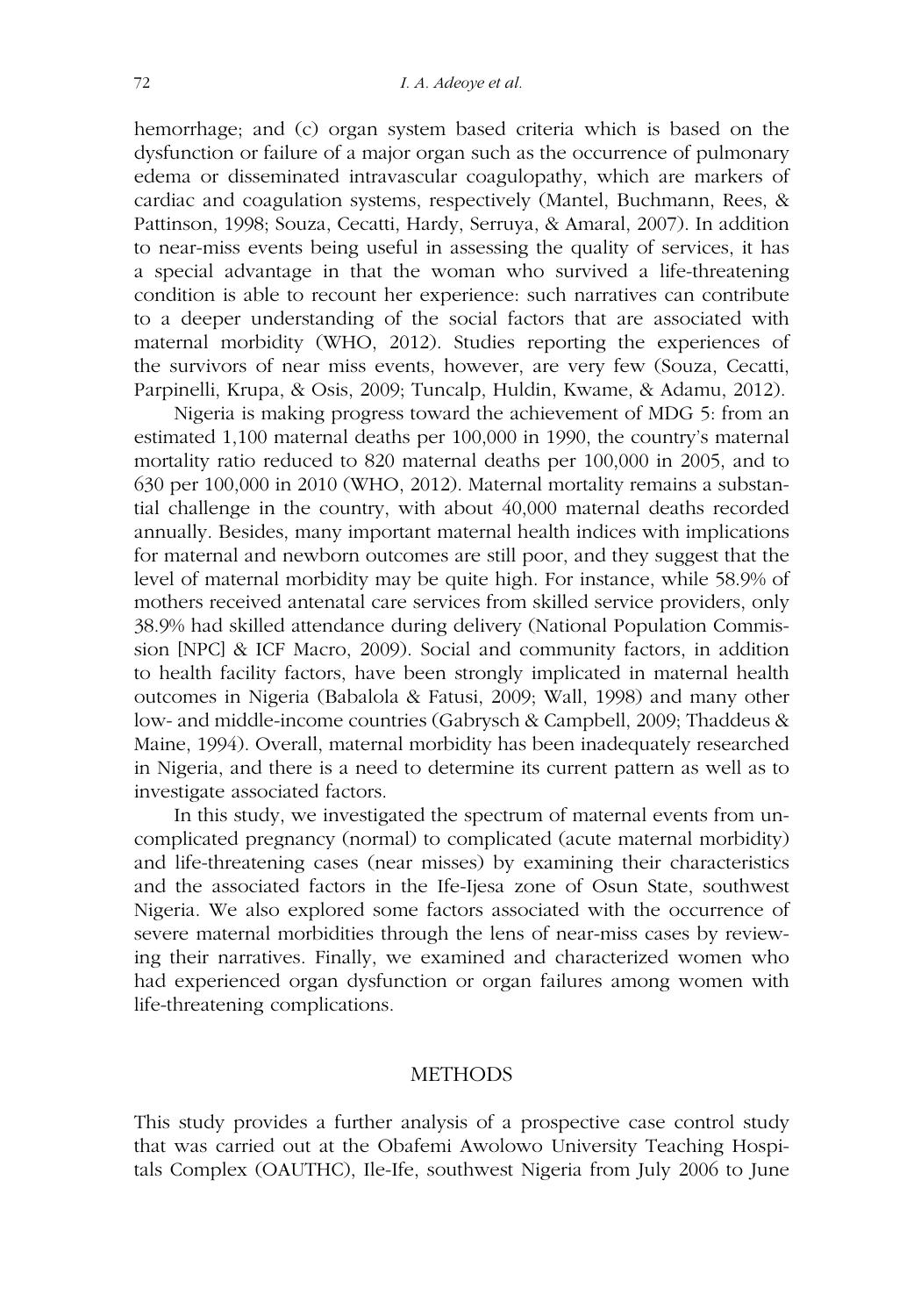hemorrhage; and (c) organ system based criteria which is based on the dysfunction or failure of a major organ such as the occurrence of pulmonary edema or disseminated intravascular coagulopathy, which are markers of cardiac and coagulation systems, respectively (Mantel, Buchmann, Rees, & Pattinson, 1998; Souza, Cecatti, Hardy, Serruya, & Amaral, 2007). In addition to near-miss events being useful in assessing the quality of services, it has a special advantage in that the woman who survived a life-threatening condition is able to recount her experience: such narratives can contribute to a deeper understanding of the social factors that are associated with maternal morbidity (WHO, 2012). Studies reporting the experiences of the survivors of near miss events, however, are very few (Souza, Cecatti, Parpinelli, Krupa, & Osis, 2009; Tuncalp, Huldin, Kwame, & Adamu, 2012).

Nigeria is making progress toward the achievement of MDG 5: from an estimated 1,100 maternal deaths per 100,000 in 1990, the country's maternal mortality ratio reduced to 820 maternal deaths per 100,000 in 2005, and to 630 per 100,000 in 2010 (WHO, 2012). Maternal mortality remains a substantial challenge in the country, with about 40,000 maternal deaths recorded annually. Besides, many important maternal health indices with implications for maternal and newborn outcomes are still poor, and they suggest that the level of maternal morbidity may be quite high. For instance, while 58.9% of mothers received antenatal care services from skilled service providers, only 38.9% had skilled attendance during delivery (National Population Commission [NPC] & ICF Macro, 2009). Social and community factors, in addition to health facility factors, have been strongly implicated in maternal health outcomes in Nigeria (Babalola & Fatusi, 2009; Wall, 1998) and many other low- and middle-income countries (Gabrysch & Campbell, 2009; Thaddeus & Maine, 1994). Overall, maternal morbidity has been inadequately researched in Nigeria, and there is a need to determine its current pattern as well as to investigate associated factors.

In this study, we investigated the spectrum of maternal events from uncomplicated pregnancy (normal) to complicated (acute maternal morbidity) and life-threatening cases (near misses) by examining their characteristics and the associated factors in the Ife-Ijesa zone of Osun State, southwest Nigeria. We also explored some factors associated with the occurrence of severe maternal morbidities through the lens of near-miss cases by reviewing their narratives. Finally, we examined and characterized women who had experienced organ dysfunction or organ failures among women with life-threatening complications.

## METHODS

This study provides a further analysis of a prospective case control study that was carried out at the Obafemi Awolowo University Teaching Hospitals Complex (OAUTHC), Ile-Ife, southwest Nigeria from July 2006 to June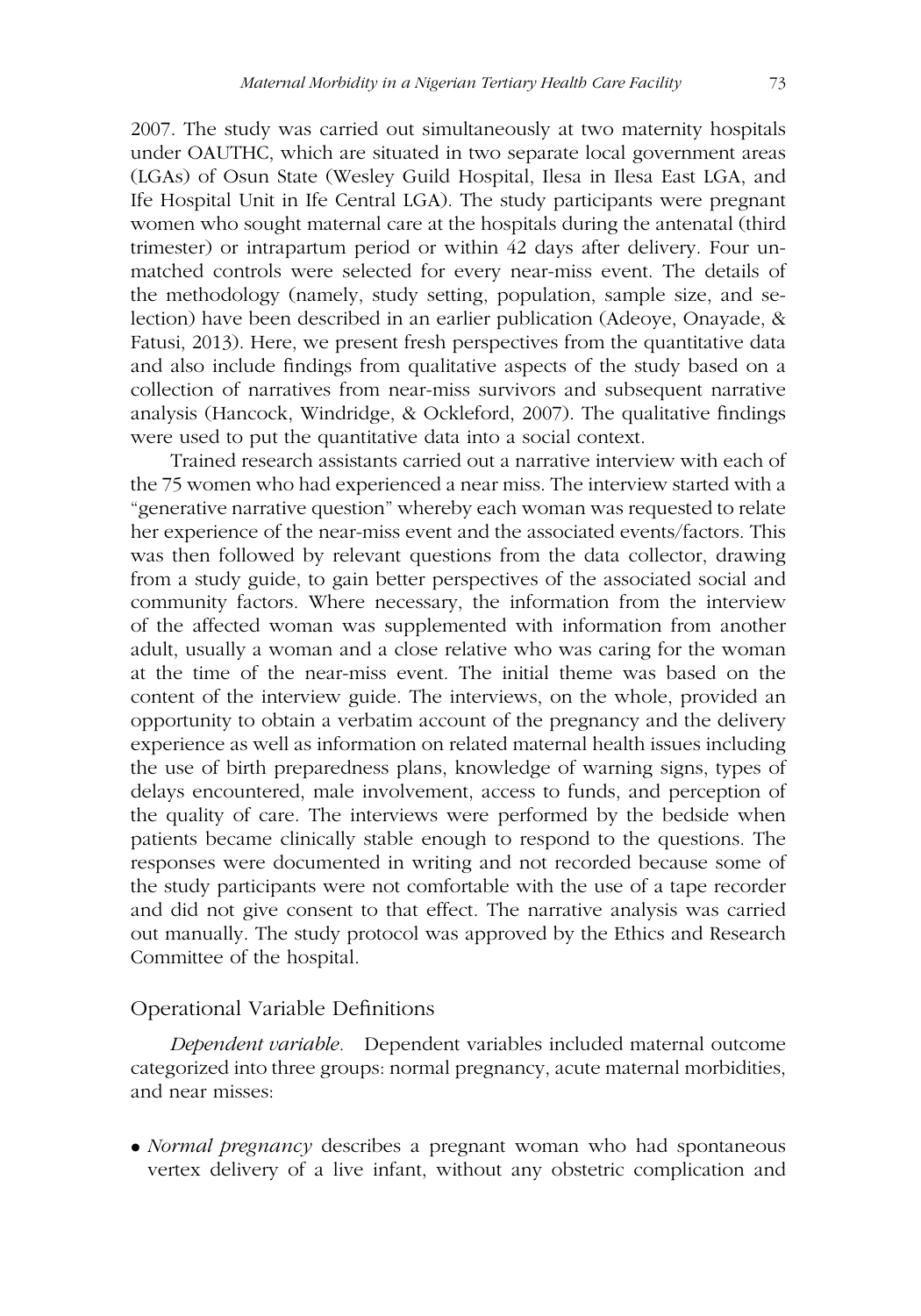2007. The study was carried out simultaneously at two maternity hospitals under OAUTHC, which are situated in two separate local government areas (LGAs) of Osun State (Wesley Guild Hospital, Ilesa in Ilesa East LGA, and Ife Hospital Unit in Ife Central LGA). The study participants were pregnant women who sought maternal care at the hospitals during the antenatal (third trimester) or intrapartum period or within 42 days after delivery. Four unmatched controls were selected for every near-miss event. The details of the methodology (namely, study setting, population, sample size, and selection) have been described in an earlier publication (Adeoye, Onayade, & Fatusi, 2013). Here, we present fresh perspectives from the quantitative data and also include findings from qualitative aspects of the study based on a collection of narratives from near-miss survivors and subsequent narrative analysis (Hancock, Windridge, & Ockleford, 2007). The qualitative findings were used to put the quantitative data into a social context.

Trained research assistants carried out a narrative interview with each of the 75 women who had experienced a near miss. The interview started with a "generative narrative question" whereby each woman was requested to relate her experience of the near-miss event and the associated events/factors. This was then followed by relevant questions from the data collector, drawing from a study guide, to gain better perspectives of the associated social and community factors. Where necessary, the information from the interview of the affected woman was supplemented with information from another adult, usually a woman and a close relative who was caring for the woman at the time of the near-miss event. The initial theme was based on the content of the interview guide. The interviews, on the whole, provided an opportunity to obtain a verbatim account of the pregnancy and the delivery experience as well as information on related maternal health issues including the use of birth preparedness plans, knowledge of warning signs, types of delays encountered, male involvement, access to funds, and perception of the quality of care. The interviews were performed by the bedside when patients became clinically stable enough to respond to the questions. The responses were documented in writing and not recorded because some of the study participants were not comfortable with the use of a tape recorder and did not give consent to that effect. The narrative analysis was carried out manually. The study protocol was approved by the Ethics and Research Committee of the hospital.

## Operational Variable Definitions

*Dependent variable.* Dependent variables included maternal outcome categorized into three groups: normal pregnancy, acute maternal morbidities, and near misses:

- *Normal pregnancy* describes a pregnant woman who had spontaneous vertex delivery of a live infant, without any obstetric complication and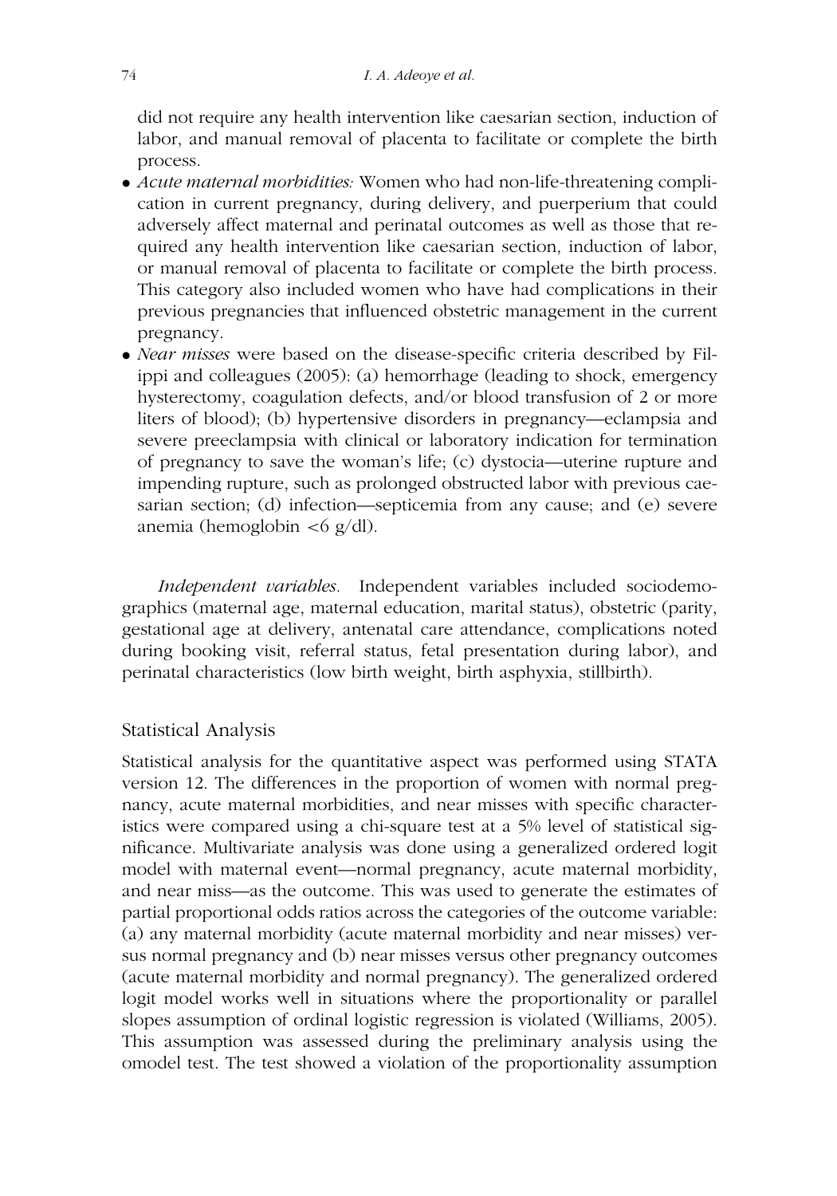did not require any health intervention like caesarian section, induction of labor, and manual removal of placenta to facilitate or complete the birth process.

- *Acute maternal morbidities:* Women who had non-life-threatening complication in current pregnancy, during delivery, and puerperium that could adversely affect maternal and perinatal outcomes as well as those that required any health intervention like caesarian section, induction of labor, or manual removal of placenta to facilitate or complete the birth process. This category also included women who have had complications in their previous pregnancies that influenced obstetric management in the current pregnancy.
- *Near misses* were based on the disease-specific criteria described by Filippi and colleagues (2005): (a) hemorrhage (leading to shock, emergency hysterectomy, coagulation defects, and/or blood transfusion of 2 or more liters of blood); (b) hypertensive disorders in pregnancy—eclampsia and severe preeclampsia with clinical or laboratory indication for termination of pregnancy to save the woman's life; (c) dystocia—uterine rupture and impending rupture, such as prolonged obstructed labor with previous caesarian section; (d) infection—septicemia from any cause; and (e) severe anemia (hemoglobin <6 g/dl).

*Independent variables.* Independent variables included sociodemographics (maternal age, maternal education, marital status), obstetric (parity, gestational age at delivery, antenatal care attendance, complications noted during booking visit, referral status, fetal presentation during labor), and perinatal characteristics (low birth weight, birth asphyxia, stillbirth).

## Statistical Analysis

Statistical analysis for the quantitative aspect was performed using STATA version 12. The differences in the proportion of women with normal pregnancy, acute maternal morbidities, and near misses with specific characteristics were compared using a chi-square test at a 5% level of statistical significance. Multivariate analysis was done using a generalized ordered logit model with maternal event—normal pregnancy, acute maternal morbidity, and near miss—as the outcome. This was used to generate the estimates of partial proportional odds ratios across the categories of the outcome variable: (a) any maternal morbidity (acute maternal morbidity and near misses) versus normal pregnancy and (b) near misses versus other pregnancy outcomes (acute maternal morbidity and normal pregnancy). The generalized ordered logit model works well in situations where the proportionality or parallel slopes assumption of ordinal logistic regression is violated (Williams, 2005). This assumption was assessed during the preliminary analysis using the omodel test. The test showed a violation of the proportionality assumption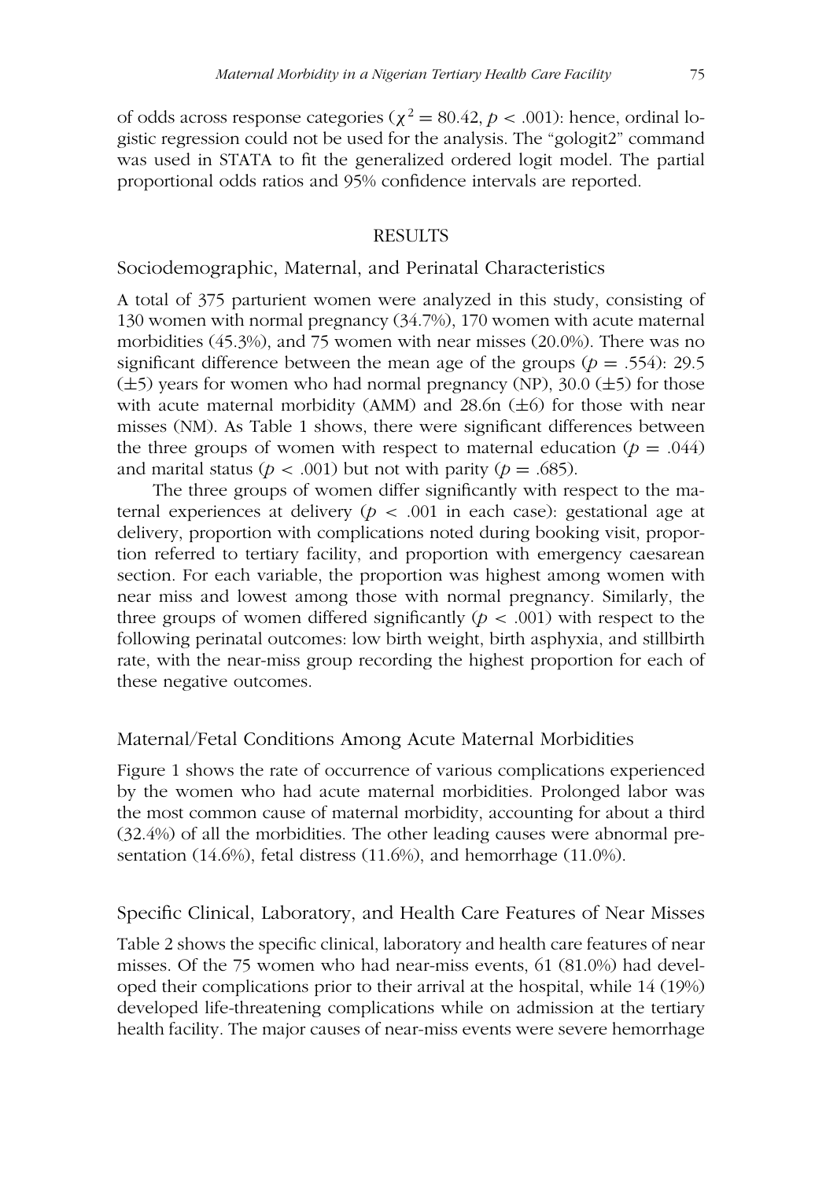of odds across response categories ($\chi^2 = 80.42$, $p < .001$): hence, ordinal logistic regression could not be used for the analysis. The "gologit2" command was used in STATA to fit the generalized ordered logit model. The partial proportional odds ratios and 95% confidence intervals are reported.

## RESULTS

### Sociodemographic, Maternal, and Perinatal Characteristics

A total of 375 parturient women were analyzed in this study, consisting of 130 women with normal pregnancy (34.7%), 170 women with acute maternal morbidities (45.3%), and 75 women with near misses (20.0%). There was no significant difference between the mean age of the groups ($p = .554$): 29.5 ($\pm$5) years for women who had normal pregnancy (NP), 30.0 ($\pm$5) for those with acute maternal morbidity (AMM) and 28.6n ($\pm$6) for those with near misses (NM). As Table 1 shows, there were significant differences between the three groups of women with respect to maternal education ($p = .044$) and marital status ($p < .001$) but not with parity ($p = .685$).

The three groups of women differ significantly with respect to the maternal experiences at delivery ($p < .001$ in each case): gestational age at delivery, proportion with complications noted during booking visit, proportion referred to tertiary facility, and proportion with emergency caesarean section. For each variable, the proportion was highest among women with near miss and lowest among those with normal pregnancy. Similarly, the three groups of women differed significantly ($p < .001$) with respect to the following perinatal outcomes: low birth weight, birth asphyxia, and stillbirth rate, with the near-miss group recording the highest proportion for each of these negative outcomes.

### Maternal/Fetal Conditions Among Acute Maternal Morbidities

Figure 1 shows the rate of occurrence of various complications experienced by the women who had acute maternal morbidities. Prolonged labor was the most common cause of maternal morbidity, accounting for about a third (32.4%) of all the morbidities. The other leading causes were abnormal presentation (14.6%), fetal distress (11.6%), and hemorrhage (11.0%).

### Specific Clinical, Laboratory, and Health Care Features of Near Misses

Table 2 shows the specific clinical, laboratory and health care features of near misses. Of the 75 women who had near-miss events, 61 (81.0%) had developed their complications prior to their arrival at the hospital, while 14 (19%) developed life-threatening complications while on admission at the tertiary health facility. The major causes of near-miss events were severe hemorrhage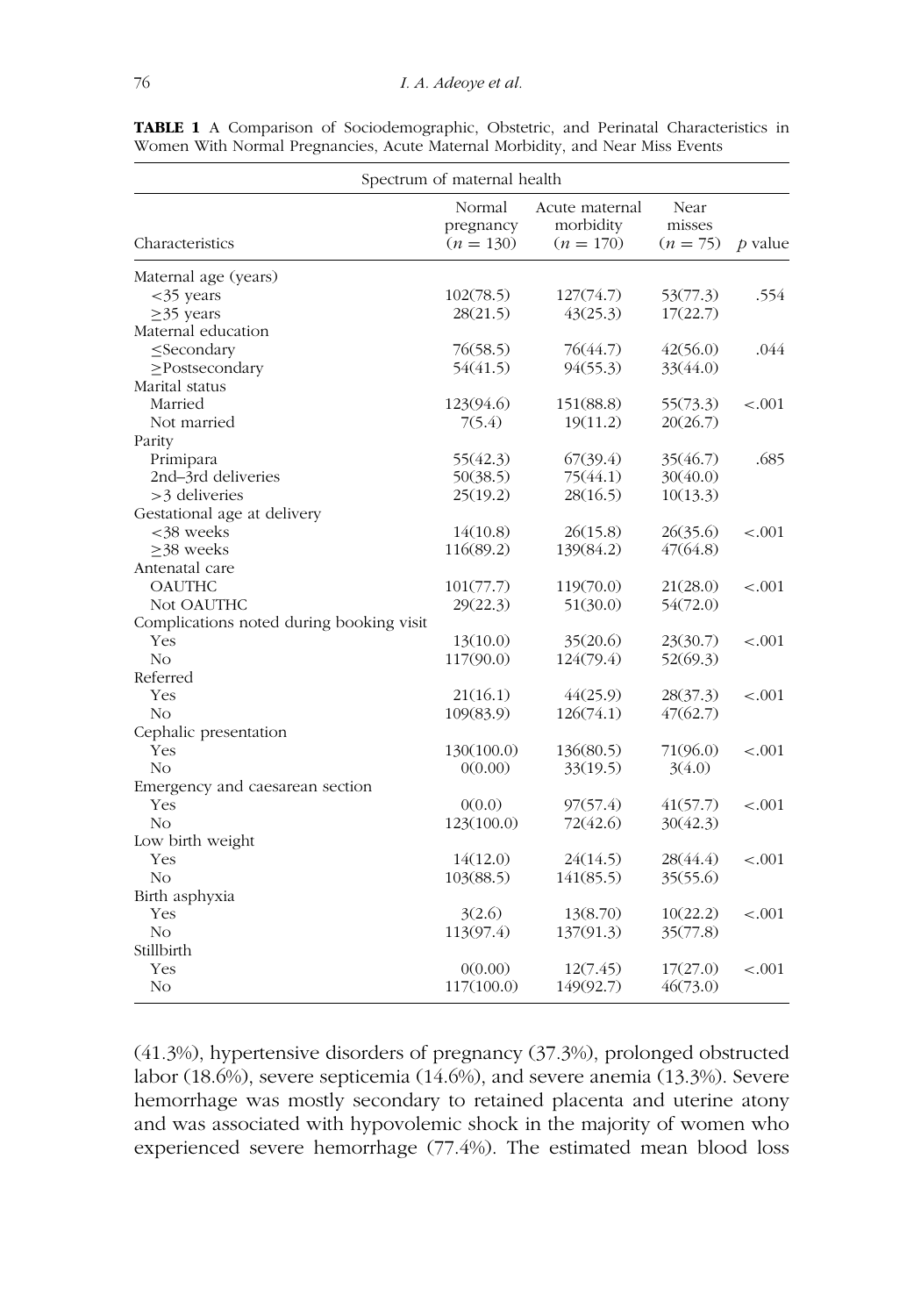**TABLE 1** A Comparison of Sociodemographic, Obstetric, and Perinatal Characteristics in Women With Normal Pregnancies, Acute Maternal Morbidity, and Near Miss Events

| | Spectrum of maternal health | | | |
|---|---|---|---|---|
| Characteristics | Normal pregnancy ($n = 130$) | Acute maternal morbidity ($n = 170$) | Near misses ($n = 75$) | $p$ value |
| Maternal age (years) | | | | |
| <35 years | 102(78.5) | 127(74.7) | 53(77.3) | .554 |
| ≥35 years | 28(21.5) | 43(25.3) | 17(22.7) | |
| Maternal education | | | | |
| ≤Secondary | 76(58.5) | 76(44.7) | 42(56.0) | .044 |
| ≥Postsecondary | 54(41.5) | 94(55.3) | 33(44.0) | |
| Marital status | | | | |
| Married | 123(94.6) | 151(88.8) | 55(73.3) | <.001 |
| Not married | 7(5.4) | 19(11.2) | 20(26.7) | |
| Parity | | | | |
| Primipara | 55(42.3) | 67(39.4) | 35(46.7) | .685 |
| 2nd–3rd deliveries | 50(38.5) | 75(44.1) | 30(40.0) | |
| >3 deliveries | 25(19.2) | 28(16.5) | 10(13.3) | |
| Gestational age at delivery | | | | |
| <38 weeks | 14(10.8) | 26(15.8) | 26(35.6) | <.001 |
| ≥38 weeks | 116(89.2) | 139(84.2) | 47(64.8) | |
| Antenatal care | | | | |
| OAUTHC | 101(77.7) | 119(70.0) | 21(28.0) | <.001 |
| Not OAUTHC | 29(22.3) | 51(30.0) | 54(72.0) | |
| Complications noted during booking visit | | | | |
| Yes | 13(10.0) | 35(20.6) | 23(30.7) | <.001 |
| No | 117(90.0) | 124(79.4) | 52(69.3) | |
| Referred | | | | |
| Yes | 21(16.1) | 44(25.9) | 28(37.3) | <.001 |
| No | 109(83.9) | 126(74.1) | 47(62.7) | |
| Cephalic presentation | | | | |
| Yes | 130(100.0) | 136(80.5) | 71(96.0) | <.001 |
| No | 0(0.00) | 33(19.5) | 3(4.0) | |
| Emergency and caesarean section | | | | |
| Yes | 0(0.0) | 97(57.4) | 41(57.7) | <.001 |
| No | 123(100.0) | 72(42.6) | 30(42.3) | |
| Low birth weight | | | | |
| Yes | 14(12.0) | 24(14.5) | 28(44.4) | <.001 |
| No | 103(88.5) | 141(85.5) | 35(55.6) | |
| Birth asphyxia | | | | |
| Yes | 3(2.6) | 13(8.70) | 10(22.2) | <.001 |
| No | 113(97.4) | 137(91.3) | 35(77.8) | |
| Stillbirth | | | | |
| Yes | 0(0.00) | 12(7.45) | 17(27.0) | <.001 |
| No | 117(100.0) | 149(92.7) | 46(73.0) | |

(41.3%), hypertensive disorders of pregnancy (37.3%), prolonged obstructed labor (18.6%), severe septicemia (14.6%), and severe anemia (13.3%). Severe hemorrhage was mostly secondary to retained placenta and uterine atony and was associated with hypovolemic shock in the majority of women who experienced severe hemorrhage (77.4%). The estimated mean blood loss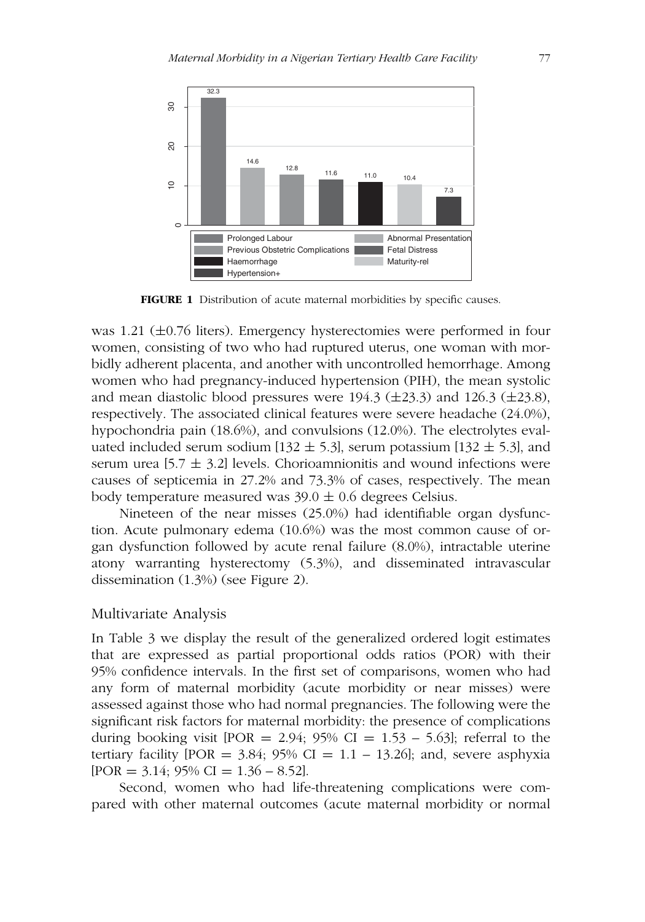FIGURE 1 Distribution of acute maternal morbidities by specific causes.

was 1.21 (±0.76 liters). Emergency hysterectomies were performed in four women, consisting of two who had ruptured uterus, one woman with morbidly adherent placenta, and another with uncontrolled hemorrhage. Among women who had pregnancy-induced hypertension (PIH), the mean systolic and mean diastolic blood pressures were 194.3 (±23.3) and 126.3 (±23.8), respectively. The associated clinical features were severe headache (24.0%), hypochondria pain (18.6%), and convulsions (12.0%). The electrolytes evaluated included serum sodium [132 ± 5.3], serum potassium [132 ± 5.3], and serum urea [5.7 ± 3.2] levels. Chorioamnionitis and wound infections were causes of septicemia in 27.2% and 73.3% of cases, respectively. The mean body temperature measured was 39.0 ± 0.6 degrees Celsius.

Nineteen of the near misses (25.0%) had identifiable organ dysfunction. Acute pulmonary edema (10.6%) was the most common cause of organ dysfunction followed by acute renal failure (8.0%), intractable uterine atony warranting hysterectomy (5.3%), and disseminated intravascular dissemination (1.3%) (see Figure 2).

## Multivariate Analysis

In Table 3 we display the result of the generalized ordered logit estimates that are expressed as partial proportional odds ratios (POR) with their 95% confidence intervals. In the first set of comparisons, women who had any form of maternal morbidity (acute morbidity or near misses) were assessed against those who had normal pregnancies. The following were the significant risk factors for maternal morbidity: the presence of complications during booking visit [POR = 2.94; 95% CI = 1.53 – 5.63]; referral to the tertiary facility [POR = 3.84; 95% CI = 1.1 – 13.26]; and, severe asphyxia [POR = 3.14; 95% CI = 1.36 – 8.52].

Second, women who had life-threatening complications were compared with other maternal outcomes (acute maternal morbidity or normal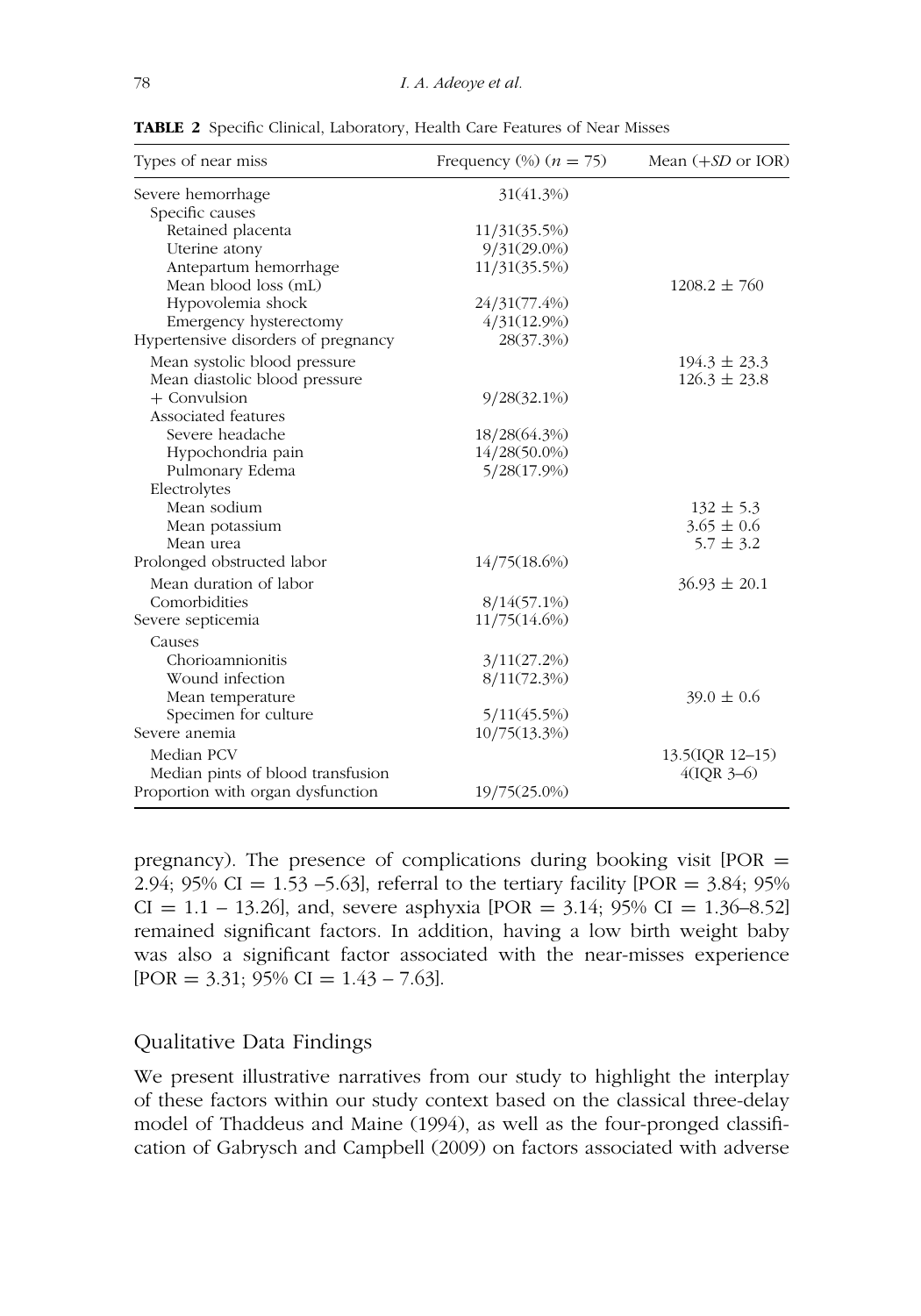**TABLE 2** Specific Clinical, Laboratory, Health Care Features of Near Misses

| Types of near miss | Frequency (%) ($n = 75$) | Mean (+*SD* or IOR) |
|---|---|---|
| Severe hemorrhage | 31(41.3%) | |
| Specific causes | | |
| Retained placenta | 11/31(35.5%) | |
| Uterine atony | 9/31(29.0%) | |
| Antepartum hemorrhage | 11/31(35.5%) | |
| Mean blood loss (mL) | | 1208.2 ± 760 |
| Hypovolemia shock | 24/31(77.4%) | |
| Emergency hysterectomy | 4/31(12.9%) | |
| Hypertensive disorders of pregnancy | 28(37.3%) | |
| Mean systolic blood pressure | | 194.3 ± 23.3 |
| Mean diastolic blood pressure | | 126.3 ± 23.8 |
| + Convulsion | 9/28(32.1%) | |
| Associated features | | |
| Severe headache | 18/28(64.3%) | |
| Hypochondria pain | 14/28(50.0%) | |
| Pulmonary Edema | 5/28(17.9%) | |
| Electrolytes | | |
| Mean sodium | | 132 ± 5.3 |
| Mean potassium | | 3.65 ± 0.6 |
| Mean urea | | 5.7 ± 3.2 |
| Prolonged obstructed labor | 14/75(18.6%) | |
| Mean duration of labor | | 36.93 ± 20.1 |
| Comorbidities | 8/14(57.1%) | |
| Severe septicemia | 11/75(14.6%) | |
| Causes | | |
| Chorioamnionitis | 3/11(27.2%) | |
| Wound infection | 8/11(72.3%) | |
| Mean temperature | | 39.0 ± 0.6 |
| Specimen for culture | 5/11(45.5%) | |
| Severe anemia | 10/75(13.3%) | |
| Median PCV | | 13.5(IQR 12–15) |
| Median pints of blood transfusion | | 4(IQR 3–6) |
| Proportion with organ dysfunction | 19/75(25.0%) | |

pregnancy). The presence of complications during booking visit [POR = 2.94; 95% CI = 1.53 –5.63], referral to the tertiary facility [POR = 3.84; 95% CI = 1.1 – 13.26], and, severe asphyxia [POR = 3.14; 95% CI = 1.36–8.52] remained significant factors. In addition, having a low birth weight baby was also a significant factor associated with the near-misses experience [POR = 3.31; 95% CI = 1.43 – 7.63].

## Qualitative Data Findings

We present illustrative narratives from our study to highlight the interplay of these factors within our study context based on the classical three-delay model of Thaddeus and Maine (1994), as well as the four-pronged classification of Gabrysch and Campbell (2009) on factors associated with adverse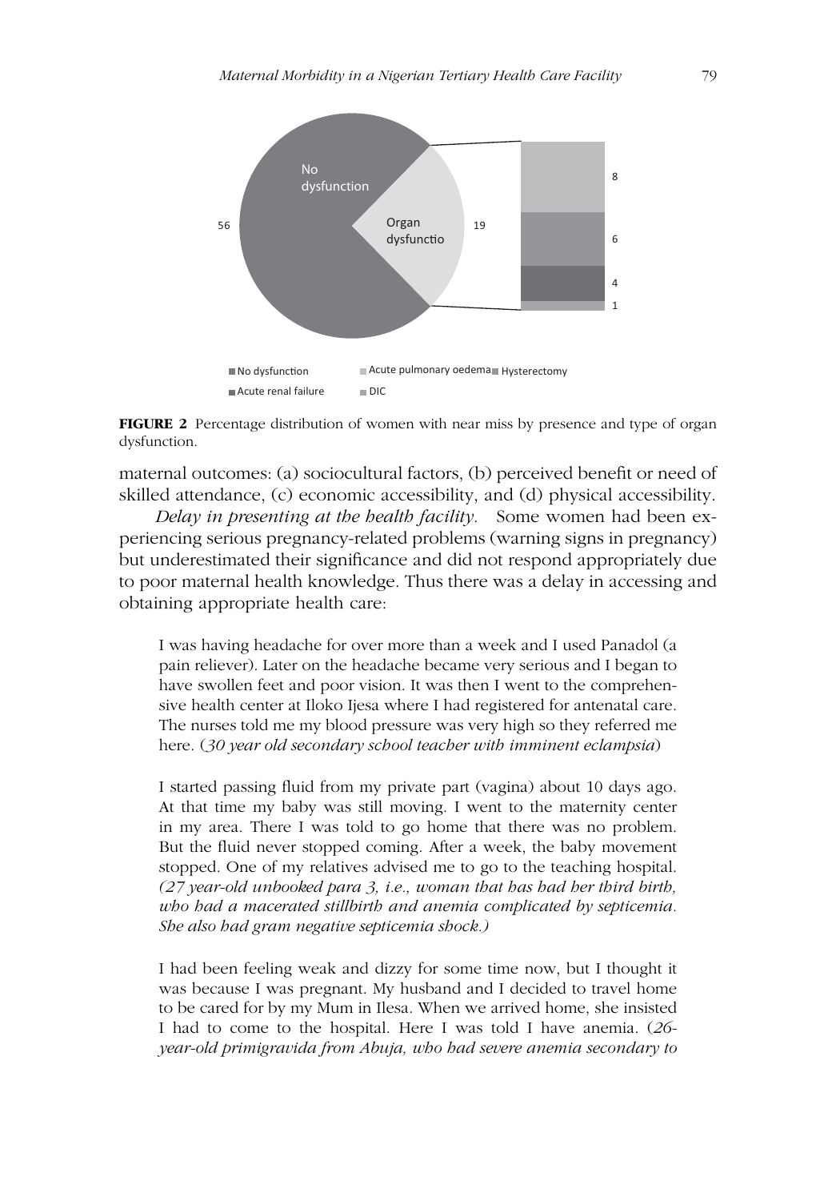No dysfunction

Organ dysfunctio

56

19

8

6

4

1

No dysfunction
Acute pulmonary oedema
Hysterectomy
Acute renal failure
DIC

**FIGURE 2** Percentage distribution of women with near miss by presence and type of organ dysfunction.

maternal outcomes: (a) sociocultural factors, (b) perceived benefit or need of skilled attendance, (c) economic accessibility, and (d) physical accessibility.

*Delay in presenting at the health facility.* Some women had been experiencing serious pregnancy-related problems (warning signs in pregnancy) but underestimated their significance and did not respond appropriately due to poor maternal health knowledge. Thus there was a delay in accessing and obtaining appropriate health care:

> I was having headache for over more than a week and I used Panadol (a pain reliever). Later on the headache became very serious and I began to have swollen feet and poor vision. It was then I went to the comprehensive health center at Iloko Ijesa where I had registered for antenatal care. The nurses told me my blood pressure was very high so they referred me here. (*30 year old secondary school teacher with imminent eclampsia*)

> I started passing fluid from my private part (vagina) about 10 days ago. At that time my baby was still moving. I went to the maternity center in my area. There I was told to go home that there was no problem. But the fluid never stopped coming. After a week, the baby movement stopped. One of my relatives advised me to go to the teaching hospital. *(27 year-old unbooked para 3, i.e., woman that has had her third birth, who had a macerated stillbirth and anemia complicated by septicemia. She also had gram negative septicemia shock.)*

> I had been feeling weak and dizzy for some time now, but I thought it was because I was pregnant. My husband and I decided to travel home to be cared for by my Mum in Ilesa. When we arrived home, she insisted I had to come to the hospital. Here I was told I have anemia. (*26-year-old primigravida from Abuja, who had severe anemia secondary to*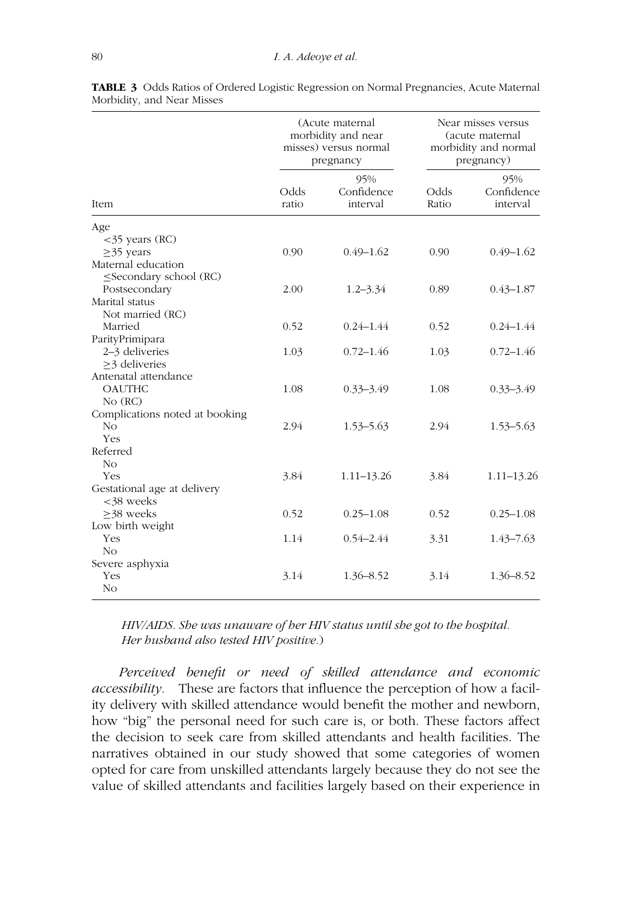**TABLE 3** Odds Ratios of Ordered Logistic Regression on Normal Pregnancies, Acute Maternal Morbidity, and Near Misses

| Item | (Acute maternal morbidity and near misses) versus normal pregnancy | | Near misses versus (acute maternal morbidity and normal pregnancy) | |
|---|---|---|---|---|
| | Odds ratio | 95% Confidence interval | Odds Ratio | 95% Confidence interval |
| Age | | | | |
| <35 years (RC) | | | | |
| ≥35 years | 0.90 | 0.49–1.62 | 0.90 | 0.49–1.62 |
| Maternal education | | | | |
| ≤Secondary school (RC) | | | | |
| Postsecondary | 2.00 | 1.2–3.34 | 0.89 | 0.43–1.87 |
| Marital status | | | | |
| Not married (RC) | | | | |
| Married | 0.52 | 0.24–1.44 | 0.52 | 0.24–1.44 |
| ParityPrimipara | | | | |
| 2–3 deliveries | 1.03 | 0.72–1.46 | 1.03 | 0.72–1.46 |
| ≥3 deliveries | | | | |
| Antenatal attendance | | | | |
| OAUTHC | 1.08 | 0.33–3.49 | 1.08 | 0.33–3.49 |
| No (RC) | | | | |
| Complications noted at booking | | | | |
| No | 2.94 | 1.53–5.63 | 2.94 | 1.53–5.63 |
| Yes | | | | |
| Referred | | | | |
| No | | | | |
| Yes | 3.84 | 1.11–13.26 | 3.84 | 1.11–13.26 |
| Gestational age at delivery | | | | |
| <38 weeks | | | | |
| ≥38 weeks | 0.52 | 0.25–1.08 | 0.52 | 0.25–1.08 |
| Low birth weight | | | | |
| Yes | 1.14 | 0.54–2.44 | 3.31 | 1.43–7.63 |
| No | | | | |
| Severe asphyxia | | | | |
| Yes | 3.14 | 1.36–8.52 | 3.14 | 1.36–8.52 |
| No | | | | |

*HIV/AIDS. She was unaware of her HIV status until she got to the hospital. Her husband also tested HIV positive.*)

*Perceived benefit or need of skilled attendance and economic accessibility.* These are factors that influence the perception of how a facility delivery with skilled attendance would benefit the mother and newborn, how "big" the personal need for such care is, or both. These factors affect the decision to seek care from skilled attendants and health facilities. The narratives obtained in our study showed that some categories of women opted for care from unskilled attendants largely because they do not see the value of skilled attendants and facilities largely based on their experience in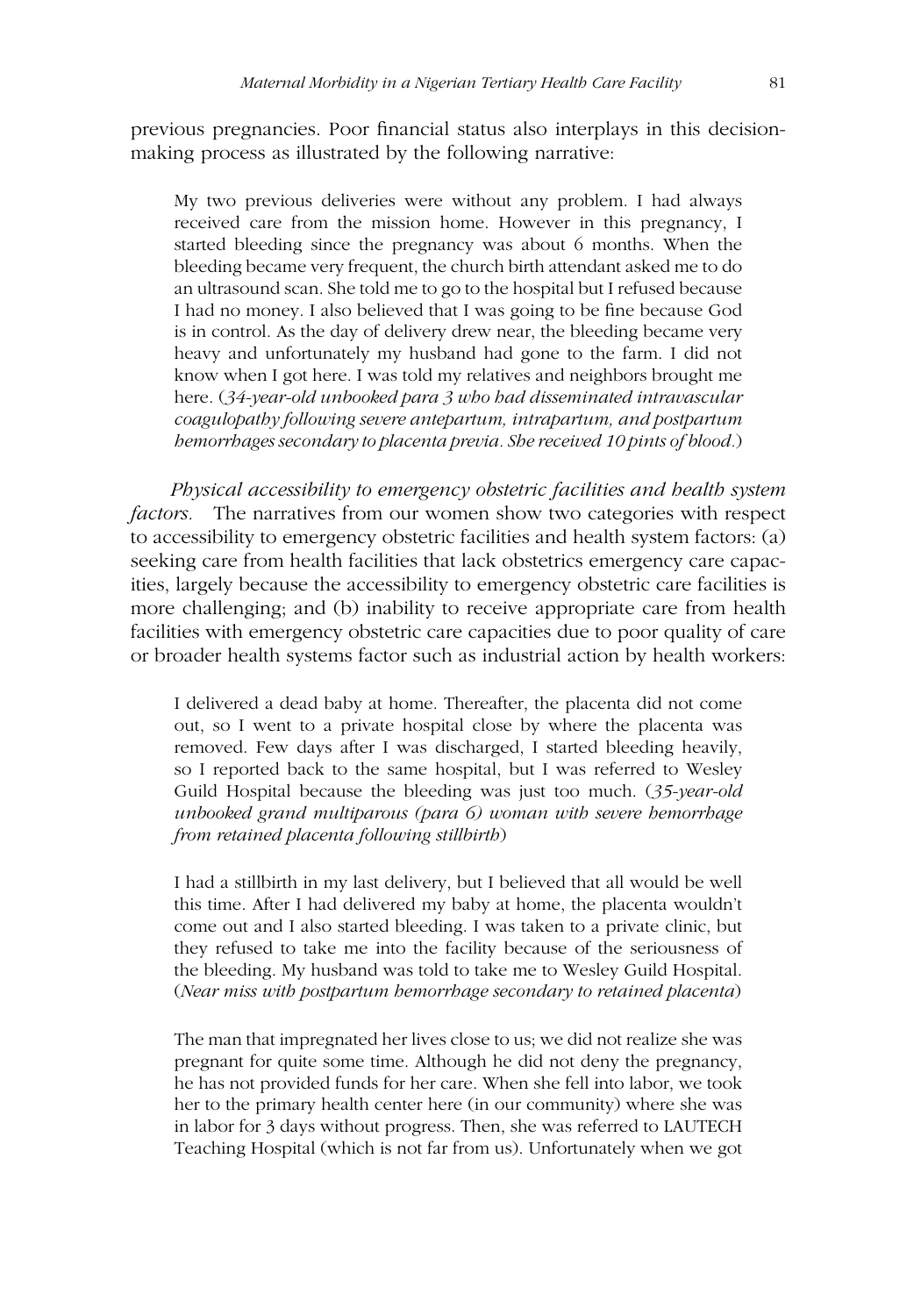previous pregnancies. Poor financial status also interplays in this decision-making process as illustrated by the following narrative:

> My two previous deliveries were without any problem. I had always received care from the mission home. However in this pregnancy, I started bleeding since the pregnancy was about 6 months. When the bleeding became very frequent, the church birth attendant asked me to do an ultrasound scan. She told me to go to the hospital but I refused because I had no money. I also believed that I was going to be fine because God is in control. As the day of delivery drew near, the bleeding became very heavy and unfortunately my husband had gone to the farm. I did not know when I got here. I was told my relatives and neighbors brought me here. (*34-year-old unbooked para 3 who had disseminated intravascular coagulopathy following severe antepartum, intrapartum, and postpartum hemorrhages secondary to placenta previa. She received 10 pints of blood.*)

*Physical accessibility to emergency obstetric facilities and health system factors.* The narratives from our women show two categories with respect to accessibility to emergency obstetric facilities and health system factors: (a) seeking care from health facilities that lack obstetrics emergency care capacities, largely because the accessibility to emergency obstetric care facilities is more challenging; and (b) inability to receive appropriate care from health facilities with emergency obstetric care capacities due to poor quality of care or broader health systems factor such as industrial action by health workers:

> I delivered a dead baby at home. Thereafter, the placenta did not come out, so I went to a private hospital close by where the placenta was removed. Few days after I was discharged, I started bleeding heavily, so I reported back to the same hospital, but I was referred to Wesley Guild Hospital because the bleeding was just too much. (*35-year-old unbooked grand multiparous (para 6) woman with severe hemorrhage from retained placenta following stillbirth*)

> I had a stillbirth in my last delivery, but I believed that all would be well this time. After I had delivered my baby at home, the placenta wouldn't come out and I also started bleeding. I was taken to a private clinic, but they refused to take me into the facility because of the seriousness of the bleeding. My husband was told to take me to Wesley Guild Hospital. (*Near miss with postpartum hemorrhage secondary to retained placenta*)

> The man that impregnated her lives close to us; we did not realize she was pregnant for quite some time. Although he did not deny the pregnancy, he has not provided funds for her care. When she fell into labor, we took her to the primary health center here (in our community) where she was in labor for 3 days without progress. Then, she was referred to LAUTECH Teaching Hospital (which is not far from us). Unfortunately when we got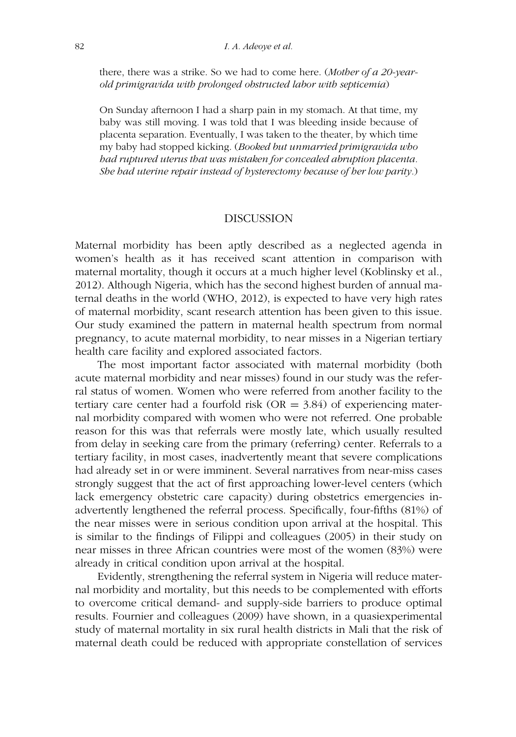there, there was a strike. So we had to come here. (*Mother of a 20-year-old primigravida with prolonged obstructed labor with septicemia*)

On Sunday afternoon I had a sharp pain in my stomach. At that time, my baby was still moving. I was told that I was bleeding inside because of placenta separation. Eventually, I was taken to the theater, by which time my baby had stopped kicking. (*Booked but unmarried primigravida who had ruptured uterus that was mistaken for concealed abruption placenta. She had uterine repair instead of hysterectomy because of her low parity.*)

## DISCUSSION

Maternal morbidity has been aptly described as a neglected agenda in women's health as it has received scant attention in comparison with maternal mortality, though it occurs at a much higher level (Koblinsky et al., 2012). Although Nigeria, which has the second highest burden of annual maternal deaths in the world (WHO, 2012), is expected to have very high rates of maternal morbidity, scant research attention has been given to this issue. Our study examined the pattern in maternal health spectrum from normal pregnancy, to acute maternal morbidity, to near misses in a Nigerian tertiary health care facility and explored associated factors.

The most important factor associated with maternal morbidity (both acute maternal morbidity and near misses) found in our study was the referral status of women. Women who were referred from another facility to the tertiary care center had a fourfold risk ($OR = 3.84$) of experiencing maternal morbidity compared with women who were not referred. One probable reason for this was that referrals were mostly late, which usually resulted from delay in seeking care from the primary (referring) center. Referrals to a tertiary facility, in most cases, inadvertently meant that severe complications had already set in or were imminent. Several narratives from near-miss cases strongly suggest that the act of first approaching lower-level centers (which lack emergency obstetric care capacity) during obstetrics emergencies inadvertently lengthened the referral process. Specifically, four-fifths (81%) of the near misses were in serious condition upon arrival at the hospital. This is similar to the findings of Filippi and colleagues (2005) in their study on near misses in three African countries were most of the women (83%) were already in critical condition upon arrival at the hospital.

Evidently, strengthening the referral system in Nigeria will reduce maternal morbidity and mortality, but this needs to be complemented with efforts to overcome critical demand- and supply-side barriers to produce optimal results. Fournier and colleagues (2009) have shown, in a quasiexperimental study of maternal mortality in six rural health districts in Mali that the risk of maternal death could be reduced with appropriate constellation of services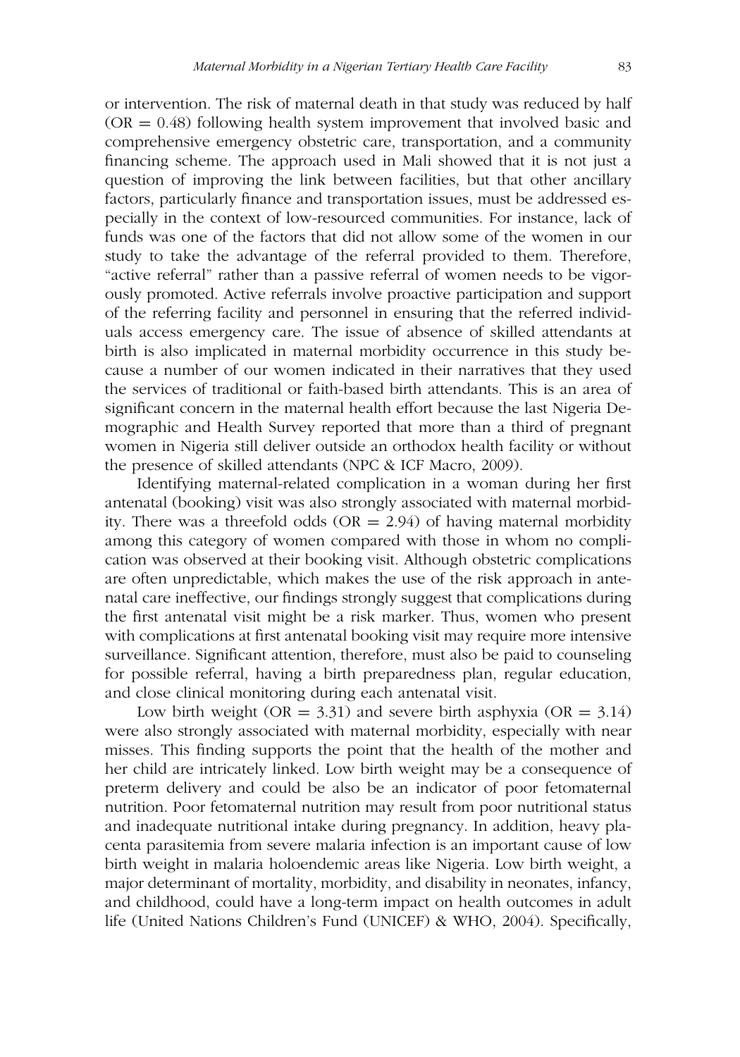or intervention. The risk of maternal death in that study was reduced by half (OR = 0.48) following health system improvement that involved basic and comprehensive emergency obstetric care, transportation, and a community financing scheme. The approach used in Mali showed that it is not just a question of improving the link between facilities, but that other ancillary factors, particularly finance and transportation issues, must be addressed especially in the context of low-resourced communities. For instance, lack of funds was one of the factors that did not allow some of the women in our study to take the advantage of the referral provided to them. Therefore, "active referral" rather than a passive referral of women needs to be vigorously promoted. Active referrals involve proactive participation and support of the referring facility and personnel in ensuring that the referred individuals access emergency care. The issue of absence of skilled attendants at birth is also implicated in maternal morbidity occurrence in this study because a number of our women indicated in their narratives that they used the services of traditional or faith-based birth attendants. This is an area of significant concern in the maternal health effort because the last Nigeria Demographic and Health Survey reported that more than a third of pregnant women in Nigeria still deliver outside an orthodox health facility or without the presence of skilled attendants (NPC & ICF Macro, 2009).

Identifying maternal-related complication in a woman during her first antenatal (booking) visit was also strongly associated with maternal morbidity. There was a threefold odds (OR = 2.94) of having maternal morbidity among this category of women compared with those in whom no complication was observed at their booking visit. Although obstetric complications are often unpredictable, which makes the use of the risk approach in antenatal care ineffective, our findings strongly suggest that complications during the first antenatal visit might be a risk marker. Thus, women who present with complications at first antenatal booking visit may require more intensive surveillance. Significant attention, therefore, must also be paid to counseling for possible referral, having a birth preparedness plan, regular education, and close clinical monitoring during each antenatal visit.

Low birth weight (OR = 3.31) and severe birth asphyxia (OR = 3.14) were also strongly associated with maternal morbidity, especially with near misses. This finding supports the point that the health of the mother and her child are intricately linked. Low birth weight may be a consequence of preterm delivery and could be also be an indicator of poor fetomaternal nutrition. Poor fetomaternal nutrition may result from poor nutritional status and inadequate nutritional intake during pregnancy. In addition, heavy placenta parasitemia from severe malaria infection is an important cause of low birth weight in malaria holoendemic areas like Nigeria. Low birth weight, a major determinant of mortality, morbidity, and disability in neonates, infancy, and childhood, could have a long-term impact on health outcomes in adult life (United Nations Children's Fund (UNICEF) & WHO, 2004). Specifically,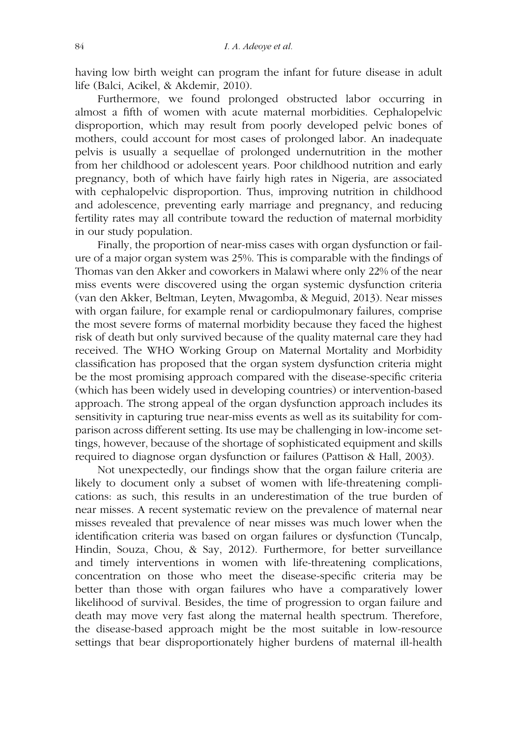having low birth weight can program the infant for future disease in adult life (Balci, Acikel, & Akdemir, 2010).

Furthermore, we found prolonged obstructed labor occurring in almost a fifth of women with acute maternal morbidities. Cephalopelvic disproportion, which may result from poorly developed pelvic bones of mothers, could account for most cases of prolonged labor. An inadequate pelvis is usually a sequellae of prolonged undernutrition in the mother from her childhood or adolescent years. Poor childhood nutrition and early pregnancy, both of which have fairly high rates in Nigeria, are associated with cephalopelvic disproportion. Thus, improving nutrition in childhood and adolescence, preventing early marriage and pregnancy, and reducing fertility rates may all contribute toward the reduction of maternal morbidity in our study population.

Finally, the proportion of near-miss cases with organ dysfunction or failure of a major organ system was 25%. This is comparable with the findings of Thomas van den Akker and coworkers in Malawi where only 22% of the near miss events were discovered using the organ systemic dysfunction criteria (van den Akker, Beltman, Leyten, Mwagomba, & Meguid, 2013). Near misses with organ failure, for example renal or cardiopulmonary failures, comprise the most severe forms of maternal morbidity because they faced the highest risk of death but only survived because of the quality maternal care they had received. The WHO Working Group on Maternal Mortality and Morbidity classification has proposed that the organ system dysfunction criteria might be the most promising approach compared with the disease-specific criteria (which has been widely used in developing countries) or intervention-based approach. The strong appeal of the organ dysfunction approach includes its sensitivity in capturing true near-miss events as well as its suitability for comparison across different setting. Its use may be challenging in low-income settings, however, because of the shortage of sophisticated equipment and skills required to diagnose organ dysfunction or failures (Pattison & Hall, 2003).

Not unexpectedly, our findings show that the organ failure criteria are likely to document only a subset of women with life-threatening complications: as such, this results in an underestimation of the true burden of near misses. A recent systematic review on the prevalence of maternal near misses revealed that prevalence of near misses was much lower when the identification criteria was based on organ failures or dysfunction (Tuncalp, Hindin, Souza, Chou, & Say, 2012). Furthermore, for better surveillance and timely interventions in women with life-threatening complications, concentration on those who meet the disease-specific criteria may be better than those with organ failures who have a comparatively lower likelihood of survival. Besides, the time of progression to organ failure and death may move very fast along the maternal health spectrum. Therefore, the disease-based approach might be the most suitable in low-resource settings that bear disproportionately higher burdens of maternal ill-health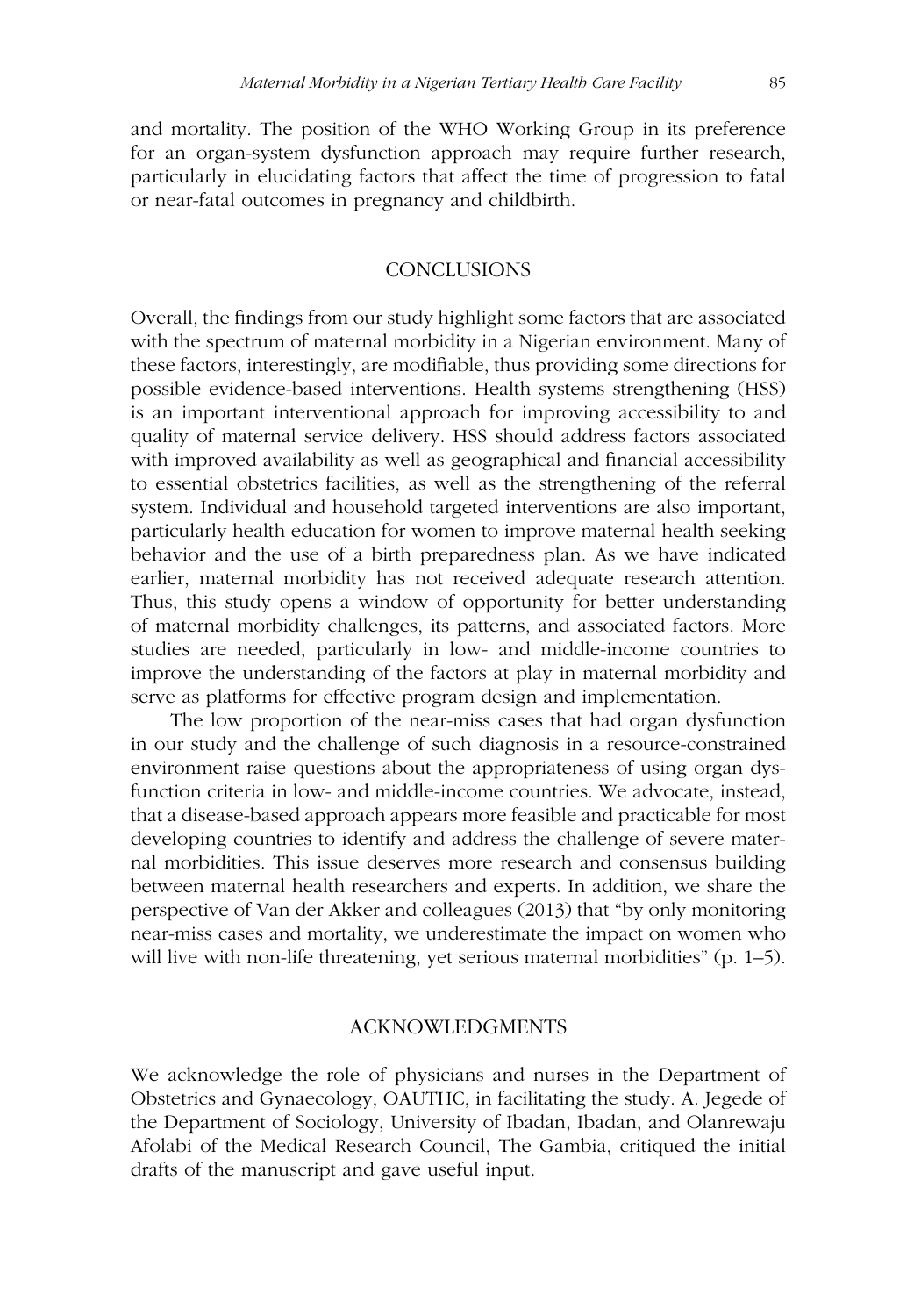and mortality. The position of the WHO Working Group in its preference for an organ-system dysfunction approach may require further research, particularly in elucidating factors that affect the time of progression to fatal or near-fatal outcomes in pregnancy and childbirth.

## CONCLUSIONS

Overall, the findings from our study highlight some factors that are associated with the spectrum of maternal morbidity in a Nigerian environment. Many of these factors, interestingly, are modifiable, thus providing some directions for possible evidence-based interventions. Health systems strengthening (HSS) is an important interventional approach for improving accessibility to and quality of maternal service delivery. HSS should address factors associated with improved availability as well as geographical and financial accessibility to essential obstetrics facilities, as well as the strengthening of the referral system. Individual and household targeted interventions are also important, particularly health education for women to improve maternal health seeking behavior and the use of a birth preparedness plan. As we have indicated earlier, maternal morbidity has not received adequate research attention. Thus, this study opens a window of opportunity for better understanding of maternal morbidity challenges, its patterns, and associated factors. More studies are needed, particularly in low- and middle-income countries to improve the understanding of the factors at play in maternal morbidity and serve as platforms for effective program design and implementation.

The low proportion of the near-miss cases that had organ dysfunction in our study and the challenge of such diagnosis in a resource-constrained environment raise questions about the appropriateness of using organ dysfunction criteria in low- and middle-income countries. We advocate, instead, that a disease-based approach appears more feasible and practicable for most developing countries to identify and address the challenge of severe maternal morbidities. This issue deserves more research and consensus building between maternal health researchers and experts. In addition, we share the perspective of Van der Akker and colleagues (2013) that "by only monitoring near-miss cases and mortality, we underestimate the impact on women who will live with non-life threatening, yet serious maternal morbidities" (p. 1–5).

## ACKNOWLEDGMENTS

We acknowledge the role of physicians and nurses in the Department of Obstetrics and Gynaecology, OAUTHC, in facilitating the study. A. Jegede of the Department of Sociology, University of Ibadan, Ibadan, and Olanrewaju Afolabi of the Medical Research Council, The Gambia, critiqued the initial drafts of the manuscript and gave useful input.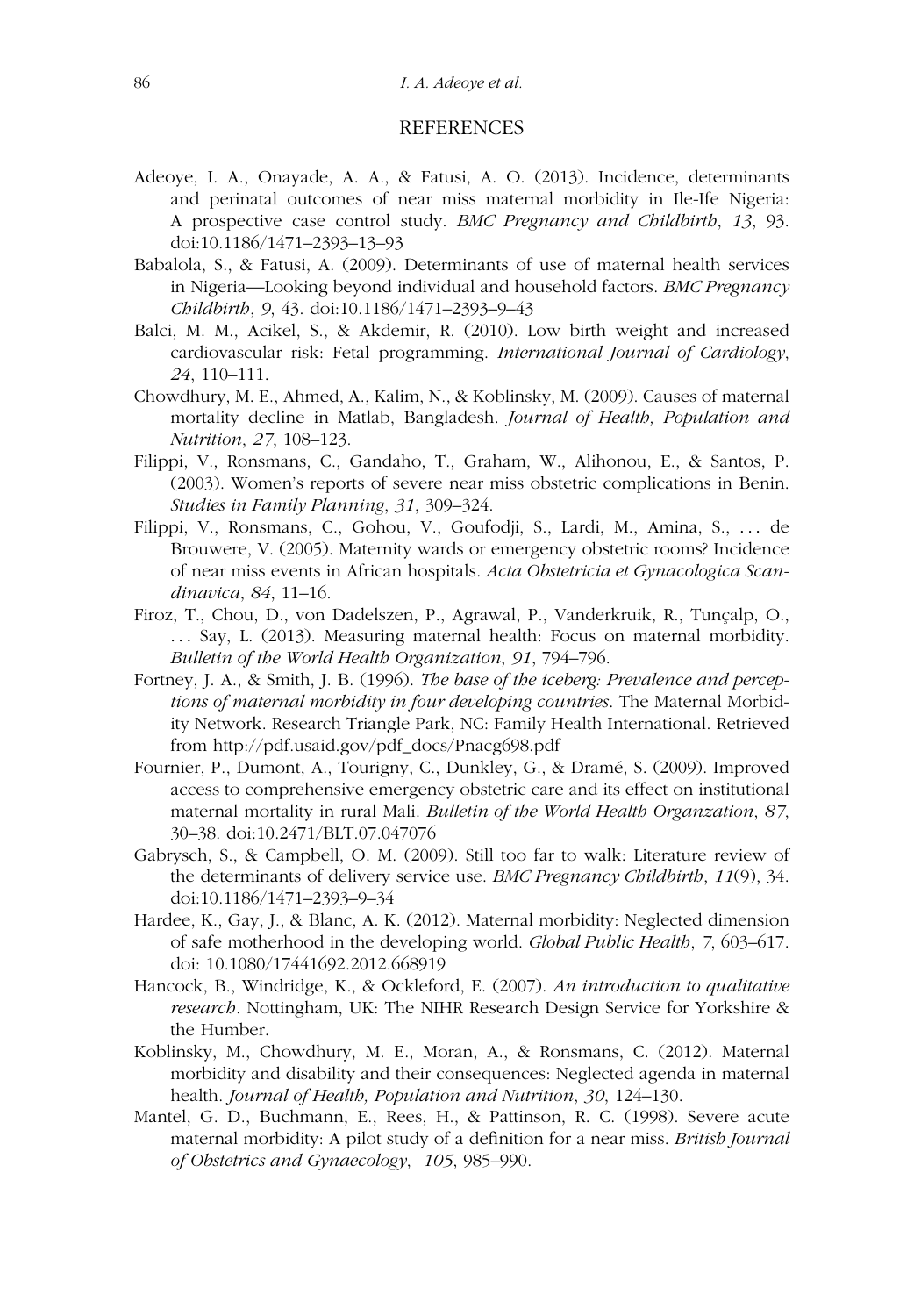## REFERENCES

Adeoye, I. A., Onayade, A. A., & Fatusi, A. O. (2013). Incidence, determinants and perinatal outcomes of near miss maternal morbidity in Ile-Ife Nigeria: A prospective case control study. *BMC Pregnancy and Childbirth*, *13*, 93. doi:10.1186/1471–2393–13–93

Babalola, S., & Fatusi, A. (2009). Determinants of use of maternal health services in Nigeria—Looking beyond individual and household factors. *BMC Pregnancy Childbirth*, *9*, 43. doi:10.1186/1471–2393–9–43

Balci, M. M., Acikel, S., & Akdemir, R. (2010). Low birth weight and increased cardiovascular risk: Fetal programming. *International Journal of Cardiology*, *24*, 110–111.

Chowdhury, M. E., Ahmed, A., Kalim, N., & Koblinsky, M. (2009). Causes of maternal mortality decline in Matlab, Bangladesh. *Journal of Health, Population and Nutrition*, *27*, 108–123.

Filippi, V., Ronsmans, C., Gandaho, T., Graham, W., Alihonou, E., & Santos, P. (2003). Women's reports of severe near miss obstetric complications in Benin. *Studies in Family Planning*, *31*, 309–324.

Filippi, V., Ronsmans, C., Gohou, V., Goufodji, S., Lardi, M., Amina, S., . . . de Brouwere, V. (2005). Maternity wards or emergency obstetric rooms? Incidence of near miss events in African hospitals. *Acta Obstetricia et Gynacologica Scandinavica*, *84*, 11–16.

Firoz, T., Chou, D., von Dadelszen, P., Agrawal, P., Vanderkruik, R., Tunçalp, O., . . . Say, L. (2013). Measuring maternal health: Focus on maternal morbidity. *Bulletin of the World Health Organization*, *91*, 794–796.

Fortney, J. A., & Smith, J. B. (1996). *The base of the iceberg: Prevalence and perceptions of maternal morbidity in four developing countries*. The Maternal Morbidity Network. Research Triangle Park, NC: Family Health International. Retrieved from http://pdf.usaid.gov/pdf_docs/Pnacg698.pdf

Fournier, P., Dumont, A., Tourigny, C., Dunkley, G., & Dramé, S. (2009). Improved access to comprehensive emergency obstetric care and its effect on institutional maternal mortality in rural Mali. *Bulletin of the World Health Organzation*, *87*, 30–38. doi:10.2471/BLT.07.047076

Gabrysch, S., & Campbell, O. M. (2009). Still too far to walk: Literature review of the determinants of delivery service use. *BMC Pregnancy Childbirth*, *11*(9), 34. doi:10.1186/1471–2393–9–34

Hardee, K., Gay, J., & Blanc, A. K. (2012). Maternal morbidity: Neglected dimension of safe motherhood in the developing world. *Global Public Health*, *7*, 603–617. doi: 10.1080/17441692.2012.668919

Hancock, B., Windridge, K., & Ockleford, E. (2007). *An introduction to qualitative research*. Nottingham, UK: The NIHR Research Design Service for Yorkshire & the Humber.

Koblinsky, M., Chowdhury, M. E., Moran, A., & Ronsmans, C. (2012). Maternal morbidity and disability and their consequences: Neglected agenda in maternal health. *Journal of Health, Population and Nutrition*, *30*, 124–130.

Mantel, G. D., Buchmann, E., Rees, H., & Pattinson, R. C. (1998). Severe acute maternal morbidity: A pilot study of a definition for a near miss. *British Journal of Obstetrics and Gynaecology*, *105*, 985–990.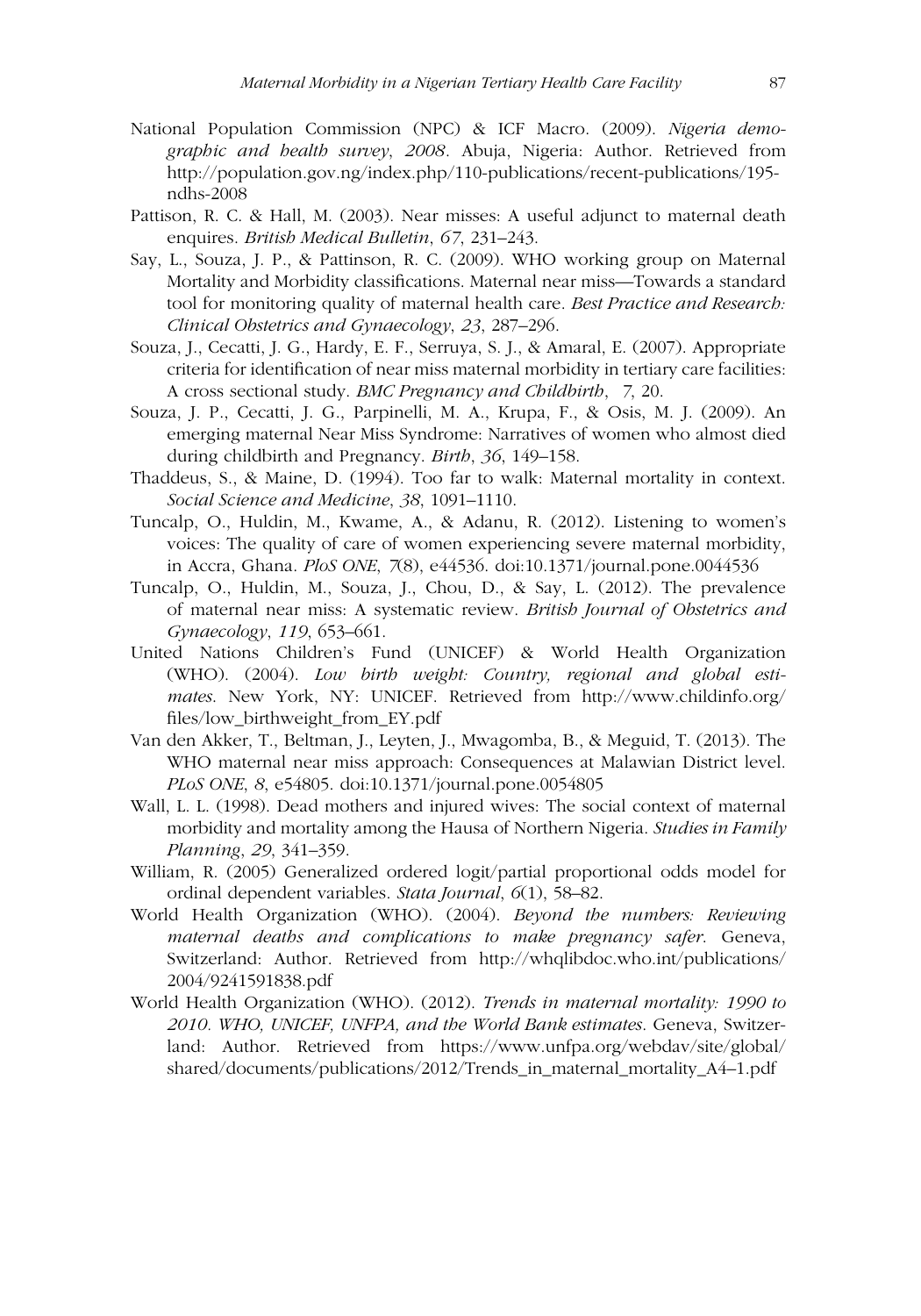National Population Commission (NPC) & ICF Macro. (2009). *Nigeria demographic and health survey, 2008*. Abuja, Nigeria: Author. Retrieved from http://population.gov.ng/index.php/110-publications/recent-publications/195-ndhs-2008

Pattison, R. C. & Hall, M. (2003). Near misses: A useful adjunct to maternal death enquires. *British Medical Bulletin*, *67*, 231–243.

Say, L., Souza, J. P., & Pattinson, R. C. (2009). WHO working group on Maternal Mortality and Morbidity classifications. Maternal near miss—Towards a standard tool for monitoring quality of maternal health care. *Best Practice and Research: Clinical Obstetrics and Gynaecology*, *23*, 287–296.

Souza, J., Cecatti, J. G., Hardy, E. F., Serruya, S. J., & Amaral, E. (2007). Appropriate criteria for identification of near miss maternal morbidity in tertiary care facilities: A cross sectional study. *BMC Pregnancy and Childbirth*, *7*, 20.

Souza, J. P., Cecatti, J. G., Parpinelli, M. A., Krupa, F., & Osis, M. J. (2009). An emerging maternal Near Miss Syndrome: Narratives of women who almost died during childbirth and Pregnancy. *Birth*, *36*, 149–158.

Thaddeus, S., & Maine, D. (1994). Too far to walk: Maternal mortality in context. *Social Science and Medicine*, *38*, 1091–1110.

Tuncalp, O., Huldin, M., Kwame, A., & Adanu, R. (2012). Listening to women's voices: The quality of care of women experiencing severe maternal morbidity, in Accra, Ghana. *PloS ONE*, *7*(8), e44536. doi:10.1371/journal.pone.0044536

Tuncalp, O., Huldin, M., Souza, J., Chou, D., & Say, L. (2012). The prevalence of maternal near miss: A systematic review. *British Journal of Obstetrics and Gynaecology*, *119*, 653–661.

United Nations Children's Fund (UNICEF) & World Health Organization (WHO). (2004). *Low birth weight: Country, regional and global estimates*. New York, NY: UNICEF. Retrieved from http://www.childinfo.org/files/low_birthweight_from_EY.pdf

Van den Akker, T., Beltman, J., Leyten, J., Mwagomba, B., & Meguid, T. (2013). The WHO maternal near miss approach: Consequences at Malawian District level. *PLoS ONE*, *8*, e54805. doi:10.1371/journal.pone.0054805

Wall, L. L. (1998). Dead mothers and injured wives: The social context of maternal morbidity and mortality among the Hausa of Northern Nigeria. *Studies in Family Planning*, *29*, 341–359.

William, R. (2005) Generalized ordered logit/partial proportional odds model for ordinal dependent variables. *Stata Journal*, *6*(1), 58–82.

World Health Organization (WHO). (2004). *Beyond the numbers: Reviewing maternal deaths and complications to make pregnancy safer*. Geneva, Switzerland: Author. Retrieved from http://whqlibdoc.who.int/publications/2004/9241591838.pdf

World Health Organization (WHO). (2012). *Trends in maternal mortality: 1990 to 2010. WHO, UNICEF, UNFPA, and the World Bank estimates*. Geneva, Switzerland: Author. Retrieved from https://www.unfpa.org/webdav/site/global/shared/documents/publications/2012/Trends_in_maternal_mortality_A4–1.pdf